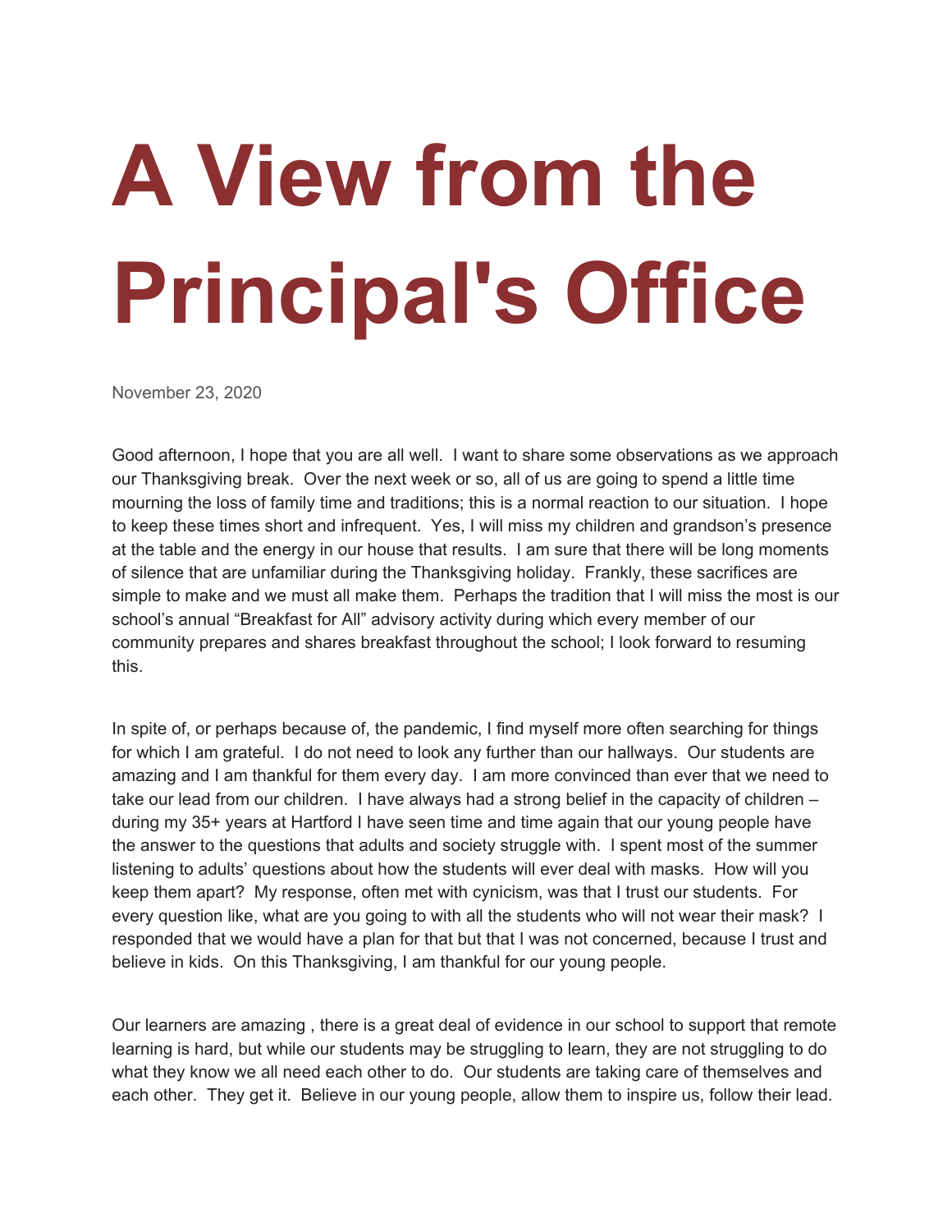# A View from the Principal's Office

November 23, 2020

Good afternoon, I hope that you are all well. I want to share some observations as we approach our Thanksgiving break. Over the next week or so, all of us are going to spend a little time mourning the loss of family time and traditions; this is a normal reaction to our situation. I hope to keep these times short and infrequent. Yes, I will miss my children and grandson's presence at the table and the energy in our house that results. I am sure that there will be long moments of silence that are unfamiliar during the Thanksgiving holiday. Frankly, these sacrifices are simple to make and we must all make them. Perhaps the tradition that I will miss the most is our school's annual "Breakfast for All" advisory activity during which every member of our community prepares and shares breakfast throughout the school; I look forward to resuming this.

In spite of, or perhaps because of, the pandemic, I find myself more often searching for things for which I am grateful. I do not need to look any further than our hallways. Our students are amazing and I am thankful for them every day. I am more convinced than ever that we need to take our lead from our children. I have always had a strong belief in the capacity of children – during my 35+ years at Hartford I have seen time and time again that our young people have the answer to the questions that adults and society struggle with. I spent most of the summer listening to adults' questions about how the students will ever deal with masks. How will you keep them apart? My response, often met with cynicism, was that I trust our students. For every question like, what are you going to with all the students who will not wear their mask? I responded that we would have a plan for that but that I was not concerned, because I trust and believe in kids. On this Thanksgiving, I am thankful for our young people.

Our learners are amazing , there is a great deal of evidence in our school to support that remote learning is hard, but while our students may be struggling to learn, they are not struggling to do what they know we all need each other to do. Our students are taking care of themselves and each other. They get it. Believe in our young people, allow them to inspire us, follow their lead.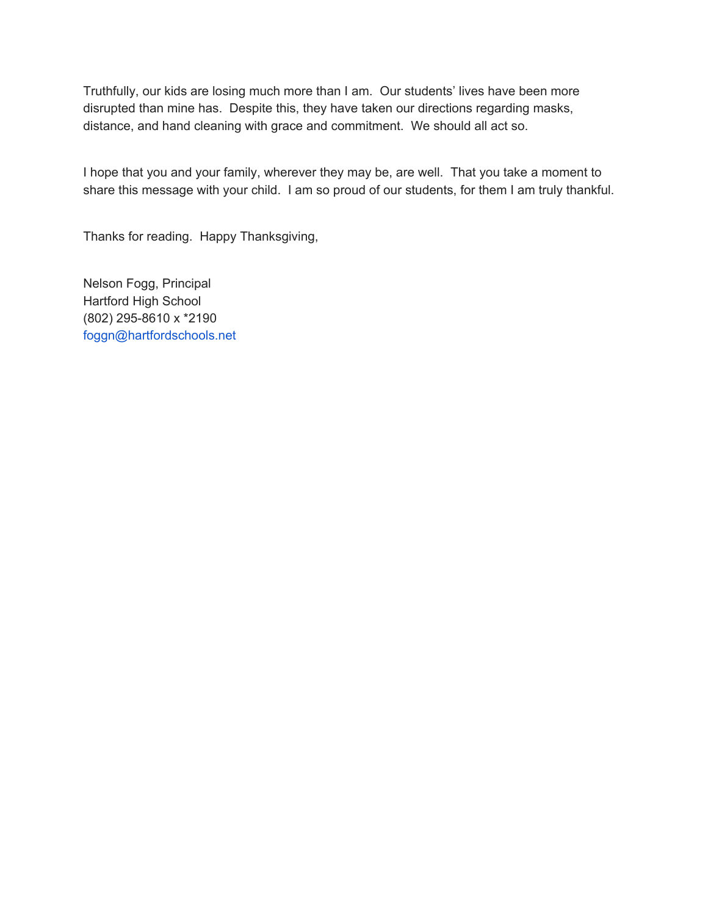Truthfully, our kids are losing much more than I am. Our students' lives have been more disrupted than mine has. Despite this, they have taken our directions regarding masks, distance, and hand cleaning with grace and commitment. We should all act so.

I hope that you and your family, wherever they may be, are well. That you take a moment to share this message with your child. I am so proud of our students, for them I am truly thankful.

Thanks for reading. Happy Thanksgiving,

Nelson Fogg, Principal
Hartford High School
(802) 295-8610 x *2190
foggn@hartfordschools.net